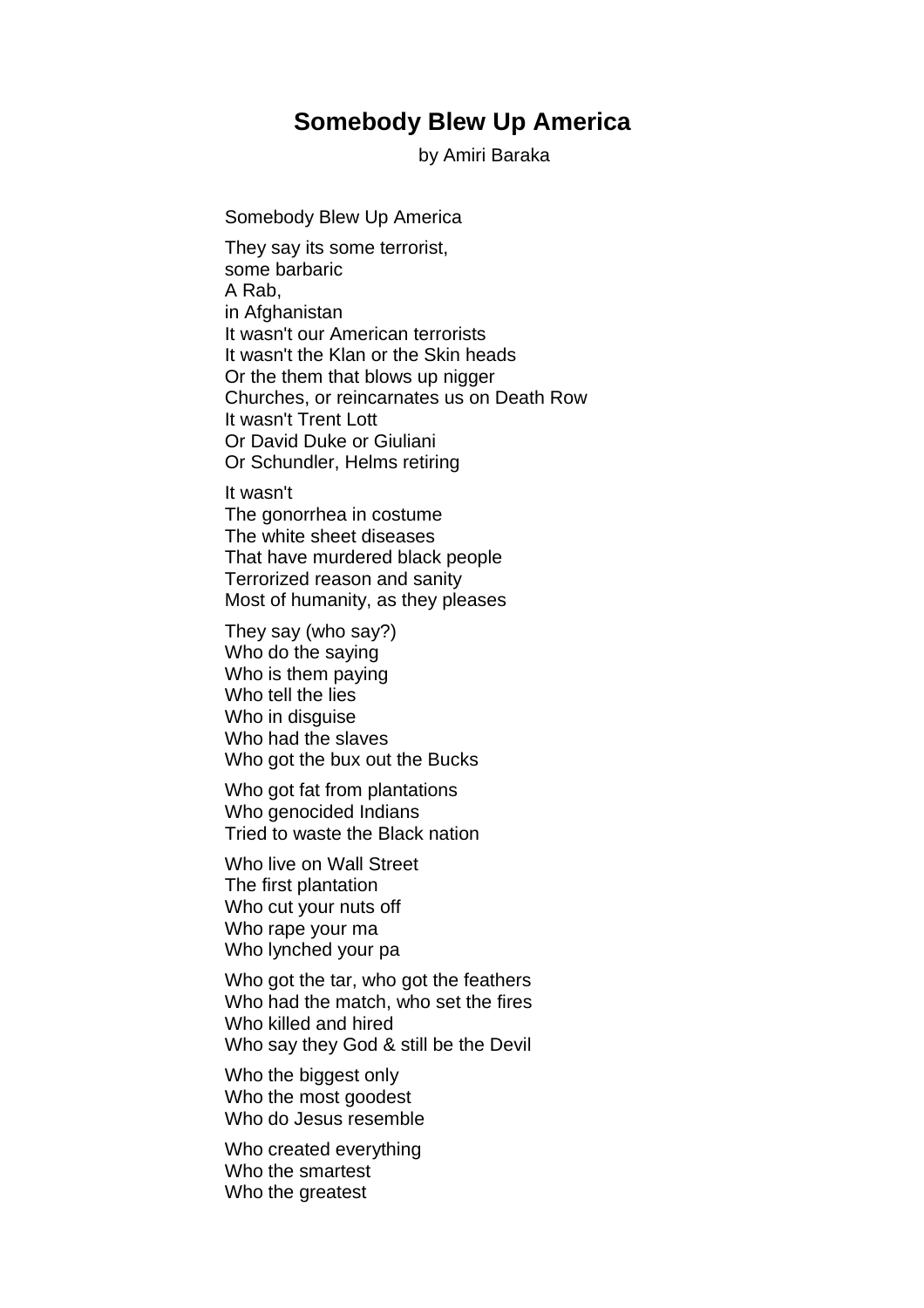# Somebody Blew Up America

by Amiri Baraka

Somebody Blew Up America

They say its some terrorist,  
some barbaric  
A Rab,  
in Afghanistan  
It wasn't our American terrorists  
It wasn't the Klan or the Skin heads  
Or the them that blows up nigger  
Churches, or reincarnates us on Death Row  
It wasn't Trent Lott  
Or David Duke or Giuliani  
Or Schundler, Helms retiring

It wasn't  
The gonorrhea in costume  
The white sheet diseases  
That have murdered black people  
Terrorized reason and sanity  
Most of humanity, as they pleases

They say (who say?)  
Who do the saying  
Who is them paying  
Who tell the lies  
Who in disguise  
Who had the slaves  
Who got the bux out the Bucks

Who got fat from plantations  
Who genocided Indians  
Tried to waste the Black nation

Who live on Wall Street  
The first plantation  
Who cut your nuts off  
Who rape your ma  
Who lynched your pa

Who got the tar, who got the feathers  
Who had the match, who set the fires  
Who killed and hired  
Who say they God & still be the Devil

Who the biggest only  
Who the most goodest  
Who do Jesus resemble

Who created everything  
Who the smartest  
Who the greatest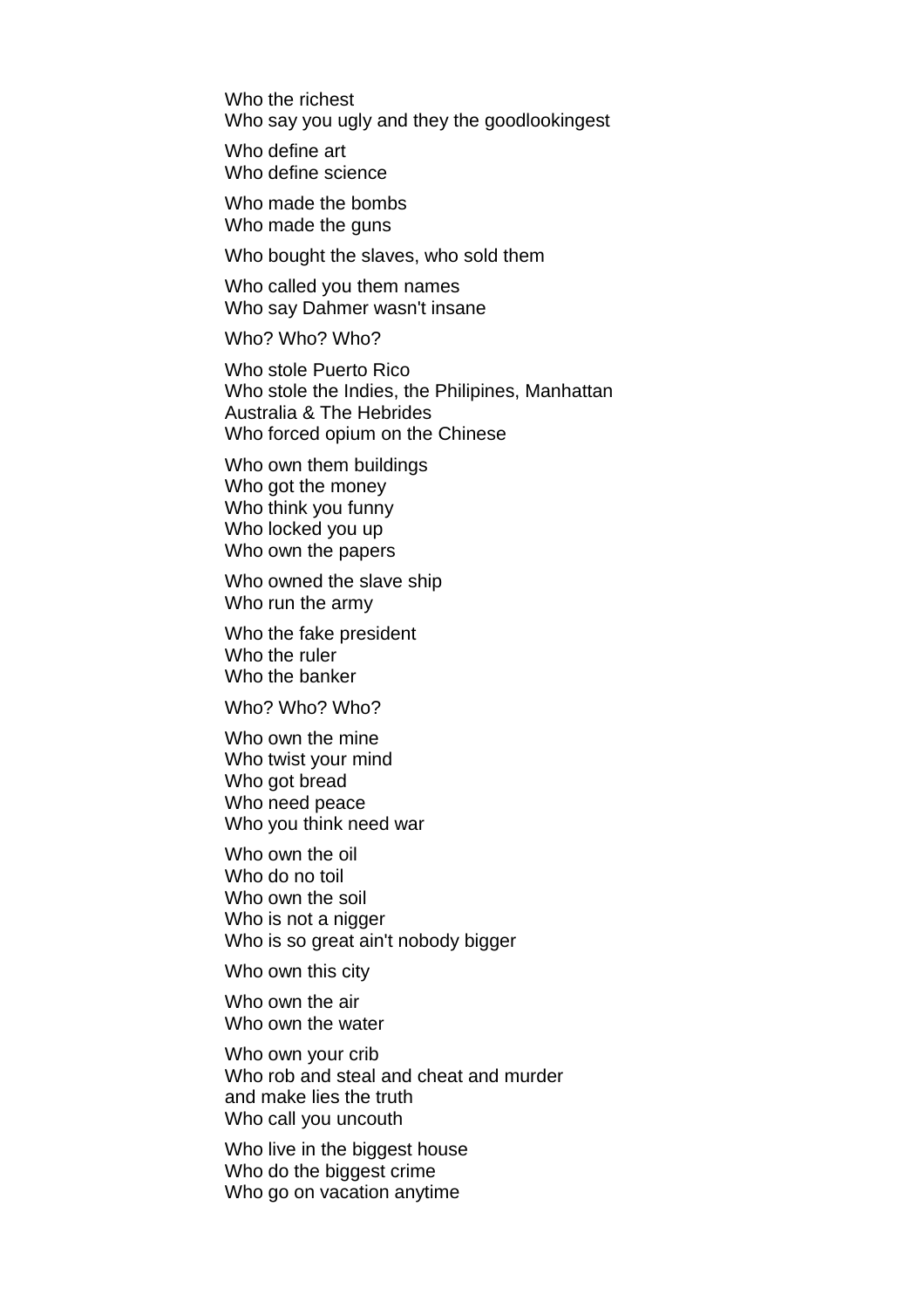Who the richest  
Who say you ugly and they the goodlookingest

Who define art  
Who define science

Who made the bombs  
Who made the guns

Who bought the slaves, who sold them

Who called you them names  
Who say Dahmer wasn't insane

Who? Who? Who?

Who stole Puerto Rico  
Who stole the Indies, the Philipines, Manhattan  
Australia & The Hebrides  
Who forced opium on the Chinese

Who own them buildings  
Who got the money  
Who think you funny  
Who locked you up  
Who own the papers

Who owned the slave ship  
Who run the army

Who the fake president  
Who the ruler  
Who the banker

Who? Who? Who?

Who own the mine  
Who twist your mind  
Who got bread  
Who need peace  
Who you think need war

Who own the oil  
Who do no toil  
Who own the soil  
Who is not a nigger  
Who is so great ain't nobody bigger

Who own this city

Who own the air  
Who own the water

Who own your crib  
Who rob and steal and cheat and murder  
and make lies the truth  
Who call you uncouth

Who live in the biggest house  
Who do the biggest crime  
Who go on vacation anytime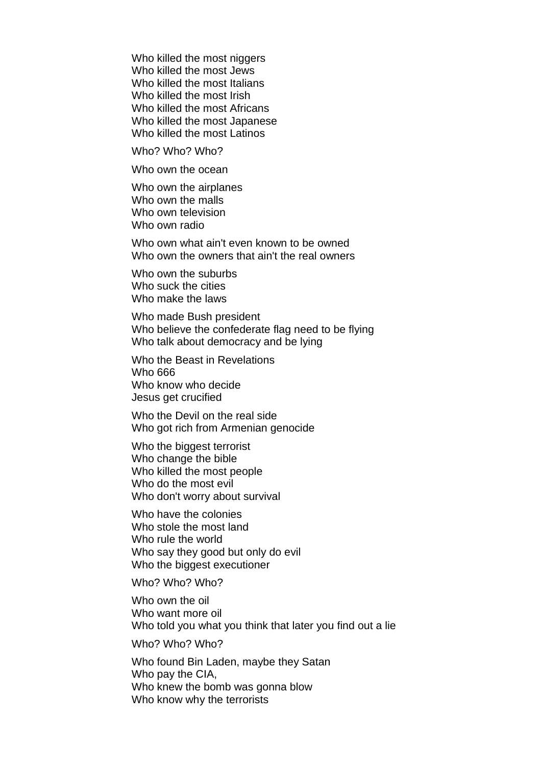Who killed the most niggers
Who killed the most Jews
Who killed the most Italians
Who killed the most Irish
Who killed the most Africans
Who killed the most Japanese
Who killed the most Latinos

Who? Who? Who?

Who own the ocean

Who own the airplanes
Who own the malls
Who own television
Who own radio

Who own what ain't even known to be owned
Who own the owners that ain't the real owners

Who own the suburbs
Who suck the cities
Who make the laws

Who made Bush president
Who believe the confederate flag need to be flying
Who talk about democracy and be lying

Who the Beast in Revelations
Who 666
Who know who decide
Jesus get crucified

Who the Devil on the real side
Who got rich from Armenian genocide

Who the biggest terrorist
Who change the bible
Who killed the most people
Who do the most evil
Who don't worry about survival

Who have the colonies
Who stole the most land
Who rule the world
Who say they good but only do evil
Who the biggest executioner

Who? Who? Who?

Who own the oil
Who want more oil
Who told you what you think that later you find out a lie

Who? Who? Who?

Who found Bin Laden, maybe they Satan
Who pay the CIA,
Who knew the bomb was gonna blow
Who know why the terrorists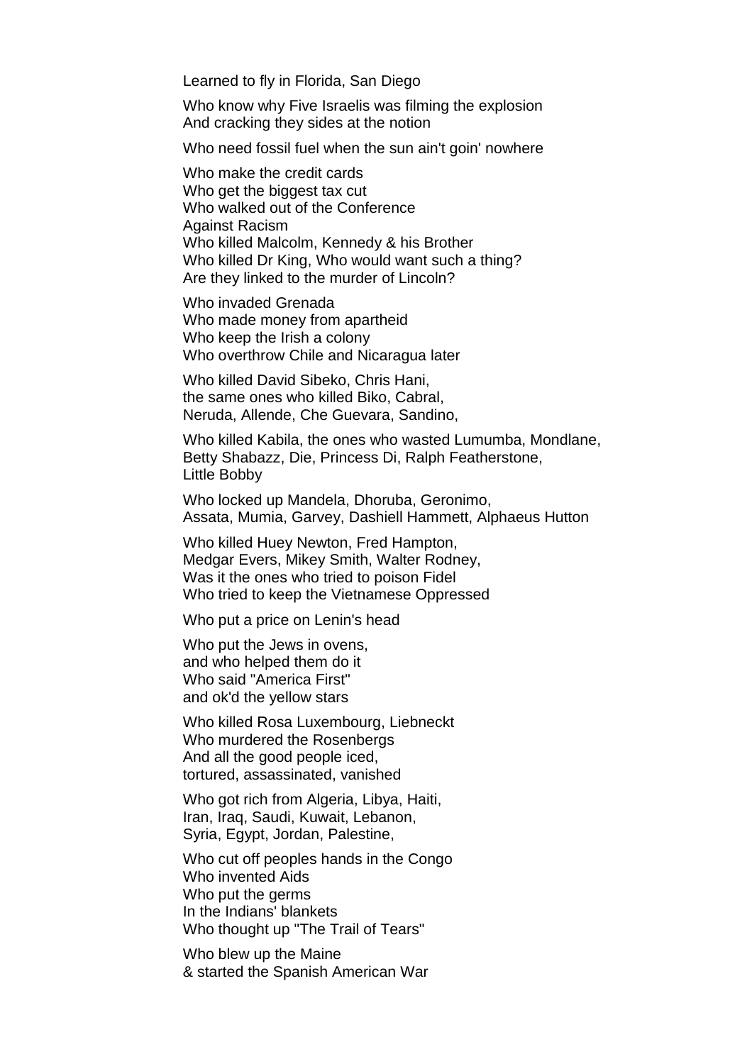Learned to fly in Florida, San Diego

Who know why Five Israelis was filming the explosion
And cracking they sides at the notion

Who need fossil fuel when the sun ain't goin' nowhere

Who make the credit cards
Who get the biggest tax cut
Who walked out of the Conference
Against Racism
Who killed Malcolm, Kennedy & his Brother
Who killed Dr King, Who would want such a thing?
Are they linked to the murder of Lincoln?

Who invaded Grenada
Who made money from apartheid
Who keep the Irish a colony
Who overthrow Chile and Nicaragua later

Who killed David Sibeko, Chris Hani,
the same ones who killed Biko, Cabral,
Neruda, Allende, Che Guevara, Sandino,

Who killed Kabila, the ones who wasted Lumumba, Mondlane,
Betty Shabazz, Die, Princess Di, Ralph Featherstone,
Little Bobby

Who locked up Mandela, Dhoruba, Geronimo,
Assata, Mumia, Garvey, Dashiell Hammett, Alphaeus Hutton

Who killed Huey Newton, Fred Hampton,
Medgar Evers, Mikey Smith, Walter Rodney,
Was it the ones who tried to poison Fidel
Who tried to keep the Vietnamese Oppressed

Who put a price on Lenin's head

Who put the Jews in ovens,
and who helped them do it
Who said "America First"
and ok'd the yellow stars

Who killed Rosa Luxembourg, Liebneckt
Who murdered the Rosenbergs
And all the good people iced,
tortured, assassinated, vanished

Who got rich from Algeria, Libya, Haiti,
Iran, Iraq, Saudi, Kuwait, Lebanon,
Syria, Egypt, Jordan, Palestine,

Who cut off peoples hands in the Congo
Who invented Aids
Who put the germs
In the Indians' blankets
Who thought up "The Trail of Tears"

Who blew up the Maine
& started the Spanish American War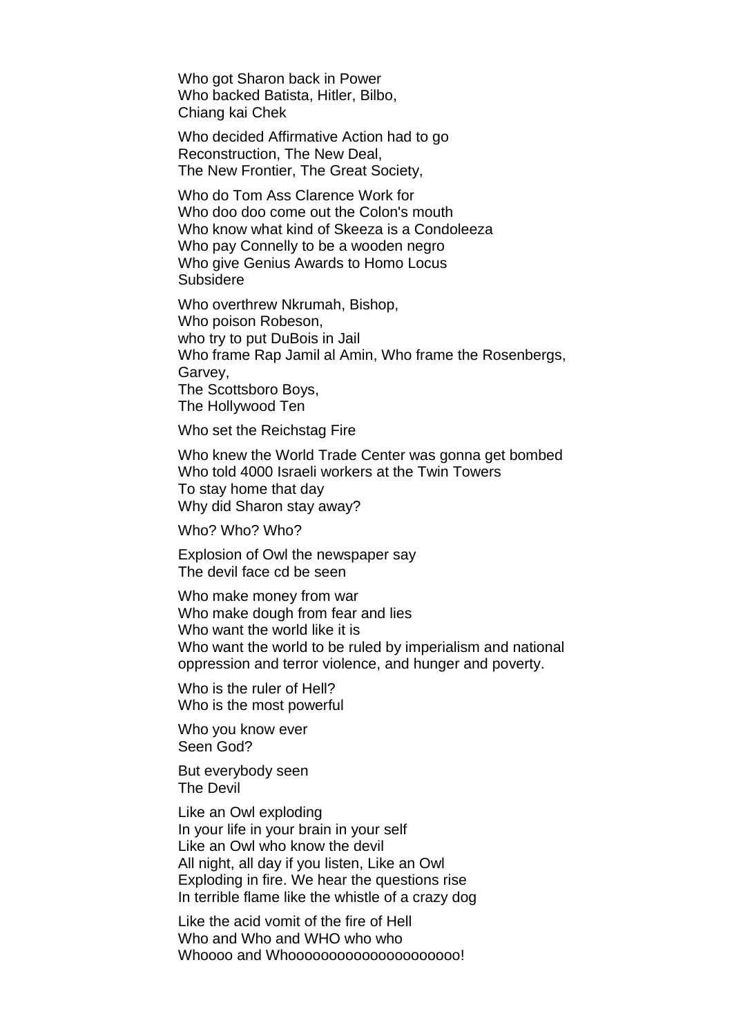Who got Sharon back in Power
Who backed Batista, Hitler, Bilbo,
Chiang kai Chek

Who decided Affirmative Action had to go
Reconstruction, The New Deal,
The New Frontier, The Great Society,

Who do Tom Ass Clarence Work for
Who doo doo come out the Colon's mouth
Who know what kind of Skeeza is a Condoleeza
Who pay Connelly to be a wooden negro
Who give Genius Awards to Homo Locus
Subsidere

Who overthrew Nkrumah, Bishop,
Who poison Robeson,
who try to put DuBois in Jail
Who frame Rap Jamil al Amin, Who frame the Rosenbergs,
Garvey,
The Scottsboro Boys,
The Hollywood Ten

Who set the Reichstag Fire

Who knew the World Trade Center was gonna get bombed
Who told 4000 Israeli workers at the Twin Towers
To stay home that day
Why did Sharon stay away?

Who? Who? Who?

Explosion of Owl the newspaper say
The devil face cd be seen

Who make money from war
Who make dough from fear and lies
Who want the world like it is
Who want the world to be ruled by imperialism and national
oppression and terror violence, and hunger and poverty.

Who is the ruler of Hell?
Who is the most powerful

Who you know ever
Seen God?

But everybody seen
The Devil

Like an Owl exploding
In your life in your brain in your self
Like an Owl who know the devil
All night, all day if you listen, Like an Owl
Exploding in fire. We hear the questions rise
In terrible flame like the whistle of a crazy dog

Like the acid vomit of the fire of Hell
Who and Who and WHO who who
Whoooo and Whooooooooooooooooooooo!